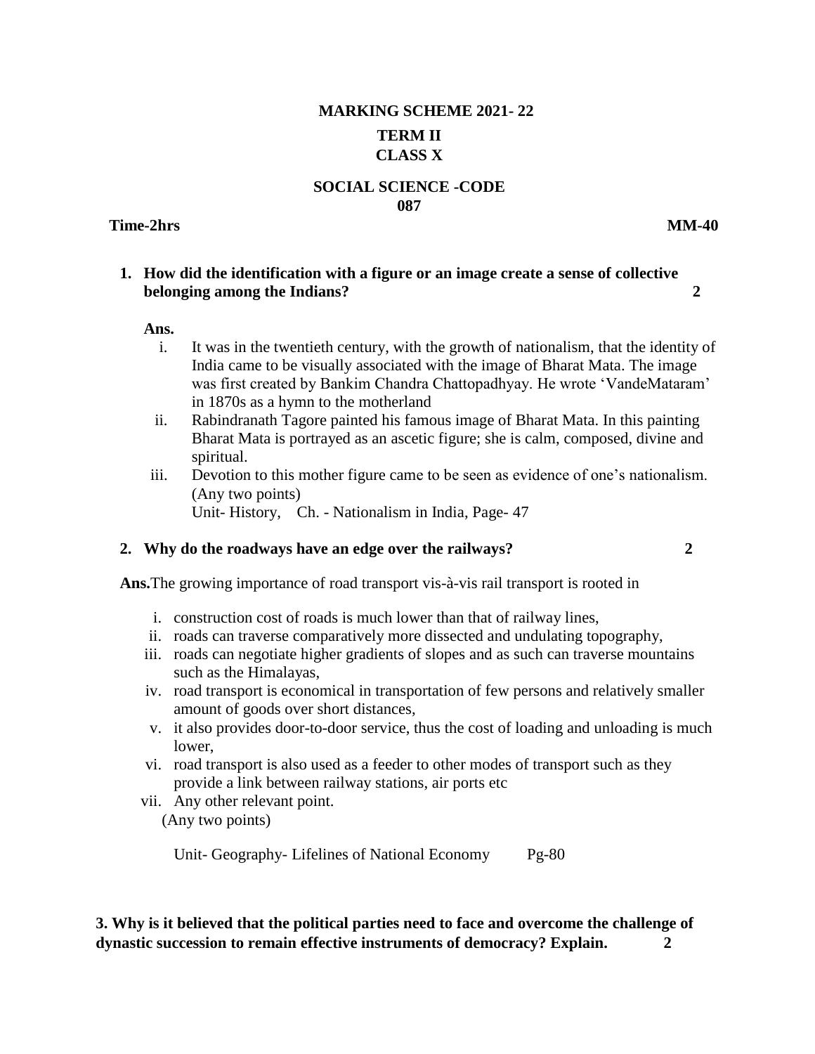# MARKING SCHEME 2021- 22

## TERM II

## CLASS X

## SOCIAL SCIENCE -CODE 087

**Time-2hrs** **MM-40**

**1. How did the identification with a figure or an image create a sense of collective belonging among the Indians? 2**

**Ans.**

i. It was in the twentieth century, with the growth of nationalism, that the identity of India came to be visually associated with the image of Bharat Mata. The image was first created by Bankim Chandra Chattopadhyay. He wrote 'VandeMataram' in 1870s as a hymn to the motherland

ii. Rabindranath Tagore painted his famous image of Bharat Mata. In this painting Bharat Mata is portrayed as an ascetic figure; she is calm, composed, divine and spiritual.

iii. Devotion to this mother figure came to be seen as evidence of one's nationalism. (Any two points)
Unit- History, Ch. - Nationalism in India, Page- 47

**2. Why do the roadways have an edge over the railways? 2**

**Ans.**The growing importance of road transport vis-à-vis rail transport is rooted in

i. construction cost of roads is much lower than that of railway lines,
ii. roads can traverse comparatively more dissected and undulating topography,
iii. roads can negotiate higher gradients of slopes and as such can traverse mountains such as the Himalayas,
iv. road transport is economical in transportation of few persons and relatively smaller amount of goods over short distances,
v. it also provides door-to-door service, thus the cost of loading and unloading is much lower,
vi. road transport is also used as a feeder to other modes of transport such as they provide a link between railway stations, air ports etc
vii. Any other relevant point.
(Any two points)

Unit- Geography- Lifelines of National Economy Pg-80

**3. Why is it believed that the political parties need to face and overcome the challenge of dynastic succession to remain effective instruments of democracy? Explain. 2**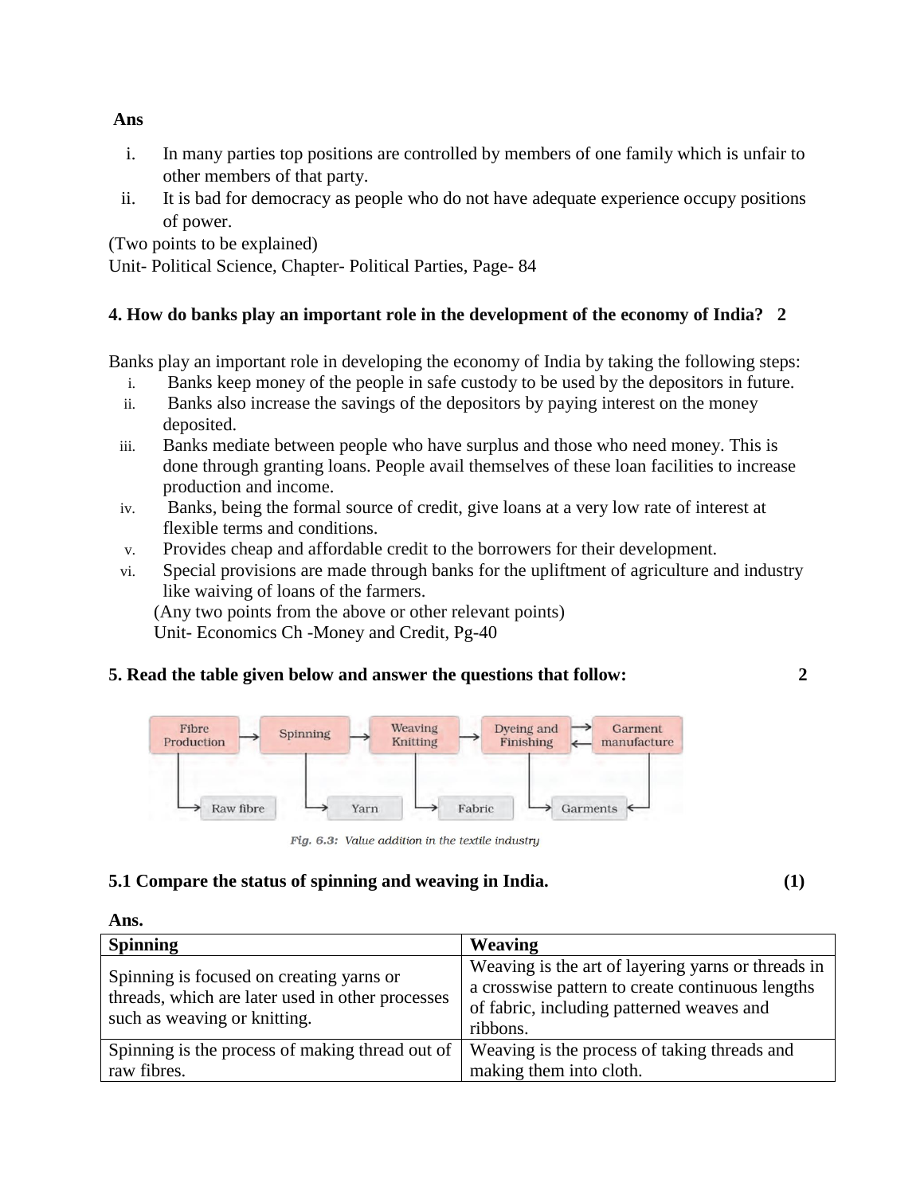**Ans**

i. In many parties top positions are controlled by members of one family which is unfair to other members of that party.
ii. It is bad for democracy as people who do not have adequate experience occupy positions of power.

(Two points to be explained)
Unit- Political Science, Chapter- Political Parties, Page- 84

**4. How do banks play an important role in the development of the economy of India? 2**

Banks play an important role in developing the economy of India by taking the following steps:

i. Banks keep money of the people in safe custody to be used by the depositors in future.
ii. Banks also increase the savings of the depositors by paying interest on the money deposited.
iii. Banks mediate between people who have surplus and those who need money. This is done through granting loans. People avail themselves of these loan facilities to increase production and income.
iv. Banks, being the formal source of credit, give loans at a very low rate of interest at flexible terms and conditions.
v. Provides cheap and affordable credit to the borrowers for their development.
vi. Special provisions are made through banks for the upliftment of agriculture and industry like waiving of loans of the farmers.

(Any two points from the above or other relevant points)
Unit- Economics Ch -Money and Credit, Pg-40

**5. Read the table given below and answer the questions that follow: 2**

Fibre Production → Spinning → Weaving Knitting → Dyeing and Finishing ⇄ Garment manufacture

Raw fibre | Yarn | Fabric | Garments

*Fig. 6.3: Value addition in the textile industry*

**5.1 Compare the status of spinning and weaving in India. (1)**

**Ans.**

| Spinning | Weaving |
|---|---|
| Spinning is focused on creating yarns or threads, which are later used in other processes such as weaving or knitting. | Weaving is the art of layering yarns or threads in a crosswise pattern to create continuous lengths of fabric, including patterned weaves and ribbons. |
| Spinning is the process of making thread out of raw fibres. | Weaving is the process of taking threads and making them into cloth. |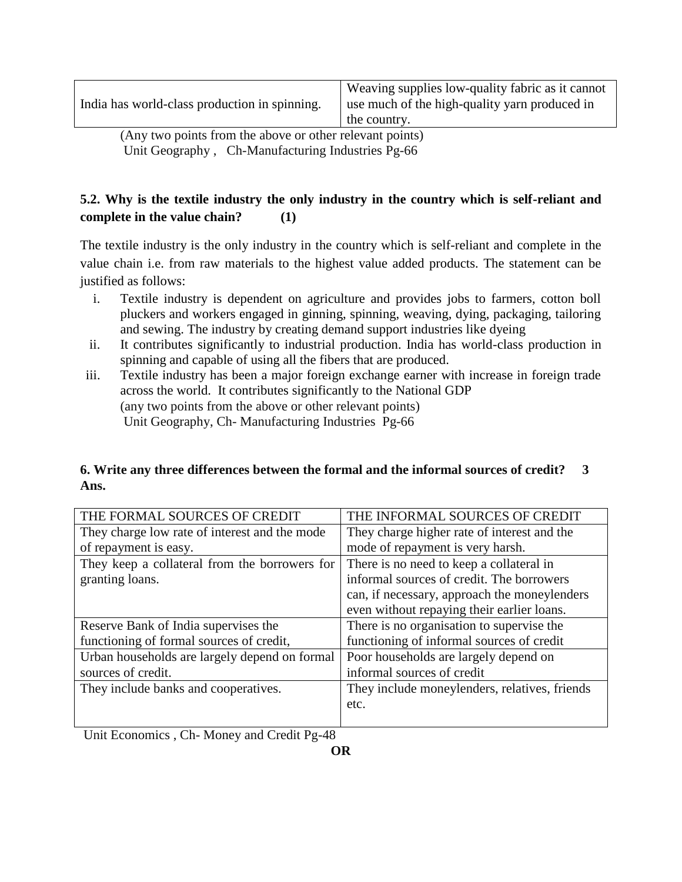| | |
|---|---|
| India has world-class production in spinning. | Weaving supplies low-quality fabric as it cannot use much of the high-quality yarn produced in the country. |

(Any two points from the above or other relevant points)
Unit Geography , Ch-Manufacturing Industries Pg-66

**5.2. Why is the textile industry the only industry in the country which is self-reliant and complete in the value chain? (1)**

The textile industry is the only industry in the country which is self-reliant and complete in the value chain i.e. from raw materials to the highest value added products. The statement can be justified as follows:

i. Textile industry is dependent on agriculture and provides jobs to farmers, cotton boll pluckers and workers engaged in ginning, spinning, weaving, dying, packaging, tailoring and sewing. The industry by creating demand support industries like dyeing
ii. It contributes significantly to industrial production. India has world-class production in spinning and capable of using all the fibers that are produced.
iii. Textile industry has been a major foreign exchange earner with increase in foreign trade across the world. It contributes significantly to the National GDP
(any two points from the above or other relevant points)
Unit Geography, Ch- Manufacturing Industries Pg-66

**6. Write any three differences between the formal and the informal sources of credit? 3**
**Ans.**

| THE FORMAL SOURCES OF CREDIT | THE INFORMAL SOURCES OF CREDIT |
|---|---|
| They charge low rate of interest and the mode of repayment is easy. | They charge higher rate of interest and the mode of repayment is very harsh. |
| They keep a collateral from the borrowers for granting loans. | There is no need to keep a collateral in informal sources of credit. The borrowers can, if necessary, approach the moneylenders even without repaying their earlier loans. |
| Reserve Bank of India supervises the functioning of formal sources of credit, | There is no organisation to supervise the functioning of informal sources of credit |
| Urban households are largely depend on formal sources of credit. | Poor households are largely depend on informal sources of credit |
| They include banks and cooperatives. | They include moneylenders, relatives, friends etc. |

Unit Economics , Ch- Money and Credit Pg-48

**OR**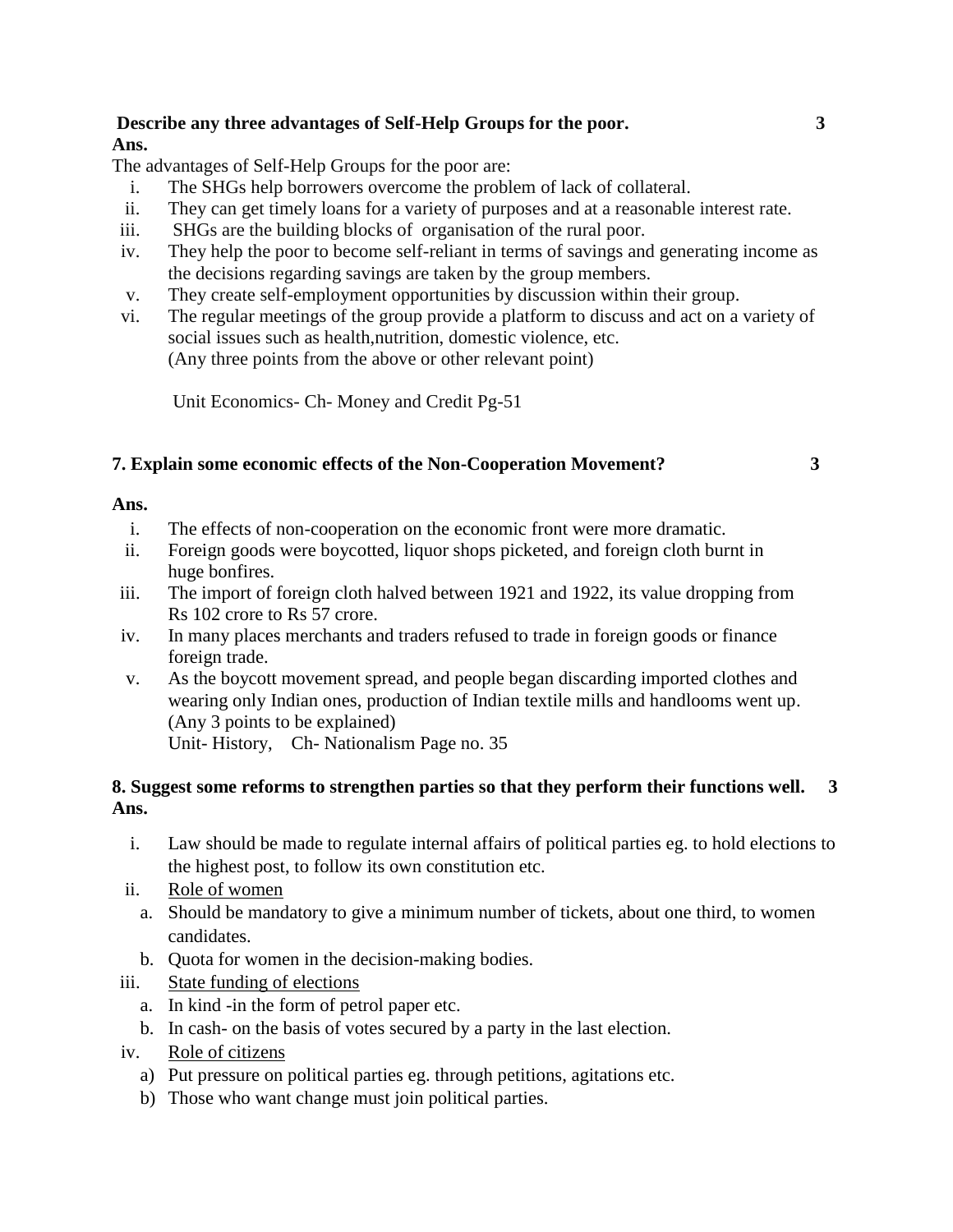**Describe any three advantages of Self-Help Groups for the poor.** **3**

**Ans.**

The advantages of Self-Help Groups for the poor are:

i. The SHGs help borrowers overcome the problem of lack of collateral.
ii. They can get timely loans for a variety of purposes and at a reasonable interest rate.
iii. SHGs are the building blocks of organisation of the rural poor.
iv. They help the poor to become self-reliant in terms of savings and generating income as the decisions regarding savings are taken by the group members.
v. They create self-employment opportunities by discussion within their group.
vi. The regular meetings of the group provide a platform to discuss and act on a variety of social issues such as health,nutrition, domestic violence, etc.
(Any three points from the above or other relevant point)

Unit Economics- Ch- Money and Credit Pg-51

**7. Explain some economic effects of the Non-Cooperation Movement?** **3**

**Ans.**

i. The effects of non-cooperation on the economic front were more dramatic.
ii. Foreign goods were boycotted, liquor shops picketed, and foreign cloth burnt in huge bonfires.
iii. The import of foreign cloth halved between 1921 and 1922, its value dropping from Rs 102 crore to Rs 57 crore.
iv. In many places merchants and traders refused to trade in foreign goods or finance foreign trade.
v. As the boycott movement spread, and people began discarding imported clothes and wearing only Indian ones, production of Indian textile mills and handlooms went up.
(Any 3 points to be explained)
Unit- History, Ch- Nationalism Page no. 35

**8. Suggest some reforms to strengthen parties so that they perform their functions well.** **3**

**Ans.**

i. Law should be made to regulate internal affairs of political parties eg. to hold elections to the highest post, to follow its own constitution etc.
ii. <u>Role of women</u>
   a. Should be mandatory to give a minimum number of tickets, about one third, to women candidates.
   b. Quota for women in the decision-making bodies.
iii. <u>State funding of elections</u>
   a. In kind -in the form of petrol paper etc.
   b. In cash- on the basis of votes secured by a party in the last election.
iv. <u>Role of citizens</u>
   a) Put pressure on political parties eg. through petitions, agitations etc.
   b) Those who want change must join political parties.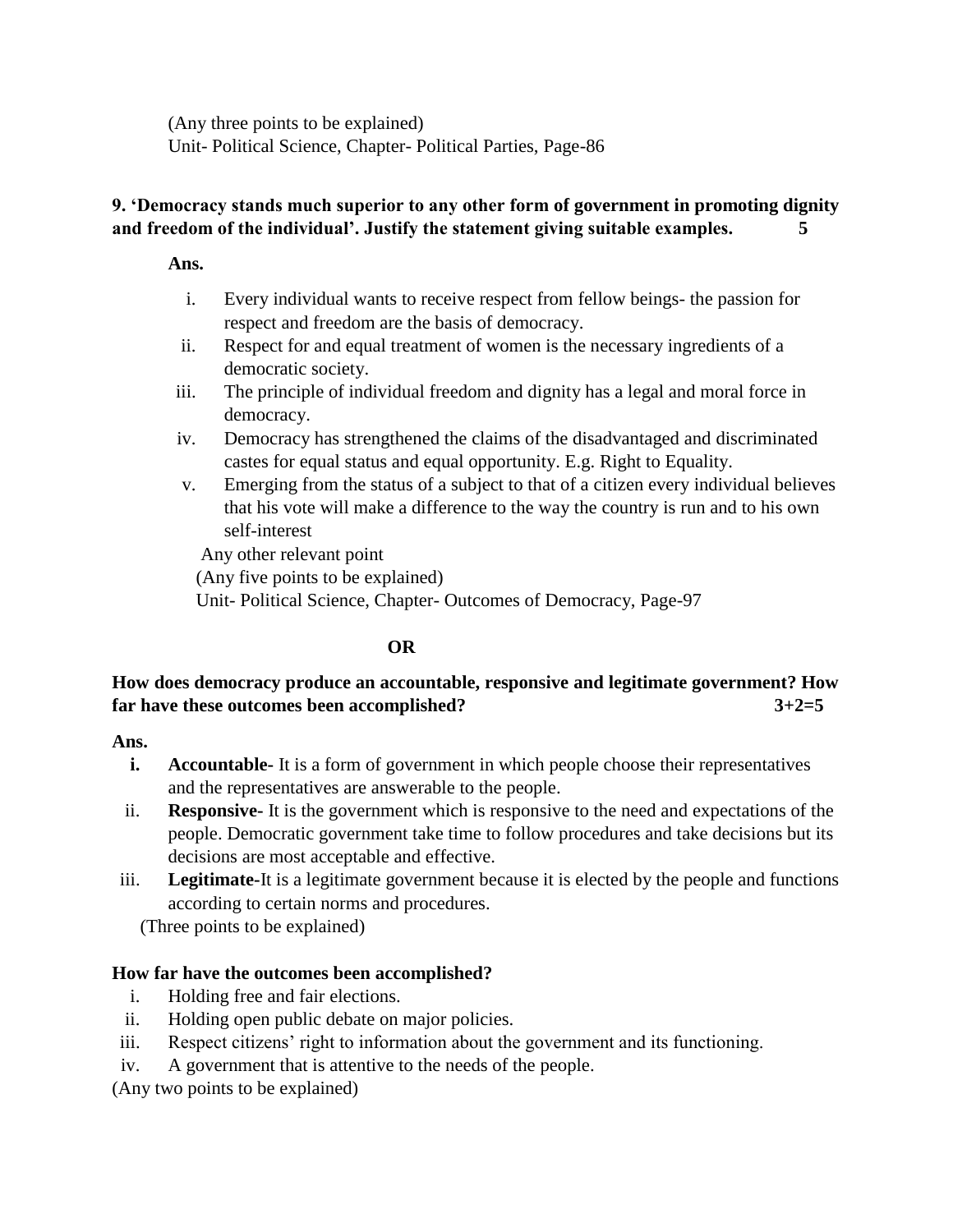(Any three points to be explained)
Unit- Political Science, Chapter- Political Parties, Page-86

**9. 'Democracy stands much superior to any other form of government in promoting dignity and freedom of the individual'. Justify the statement giving suitable examples. 5**

**Ans.**

i. Every individual wants to receive respect from fellow beings- the passion for respect and freedom are the basis of democracy.
ii. Respect for and equal treatment of women is the necessary ingredients of a democratic society.
iii. The principle of individual freedom and dignity has a legal and moral force in democracy.
iv. Democracy has strengthened the claims of the disadvantaged and discriminated castes for equal status and equal opportunity. E.g. Right to Equality.
v. Emerging from the status of a subject to that of a citizen every individual believes that his vote will make a difference to the way the country is run and to his own self-interest

Any other relevant point
(Any five points to be explained)
Unit- Political Science, Chapter- Outcomes of Democracy, Page-97

**OR**

**How does democracy produce an accountable, responsive and legitimate government? How far have these outcomes been accomplished? 3+2=5**

**Ans.**

i. **Accountable-** It is a form of government in which people choose their representatives and the representatives are answerable to the people.
ii. **Responsive-** It is the government which is responsive to the need and expectations of the people. Democratic government take time to follow procedures and take decisions but its decisions are most acceptable and effective.
iii. **Legitimate-**It is a legitimate government because it is elected by the people and functions according to certain norms and procedures.

(Three points to be explained)

**How far have the outcomes been accomplished?**

i. Holding free and fair elections.
ii. Holding open public debate on major policies.
iii. Respect citizens' right to information about the government and its functioning.
iv. A government that is attentive to the needs of the people.

(Any two points to be explained)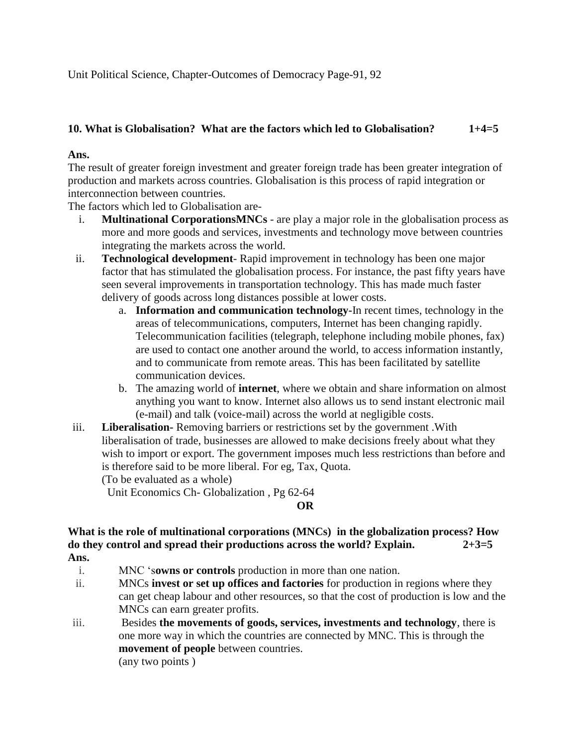Unit Political Science, Chapter-Outcomes of Democracy Page-91, 92

**10. What is Globalisation? What are the factors which led to Globalisation? 1+4=5**

**Ans.**

The result of greater foreign investment and greater foreign trade has been greater integration of production and markets across countries. Globalisation is this process of rapid integration or interconnection between countries.

The factors which led to Globalisation are-

i. **Multinational CorporationsMNCs** - are play a major role in the globalisation process as more and more goods and services, investments and technology move between countries integrating the markets across the world.

ii. **Technological development**- Rapid improvement in technology has been one major factor that has stimulated the globalisation process. For instance, the past fifty years have seen several improvements in transportation technology. This has made much faster delivery of goods across long distances possible at lower costs.
   a. **Information and communication technology-**In recent times, technology in the areas of telecommunications, computers, Internet has been changing rapidly. Telecommunication facilities (telegraph, telephone including mobile phones, fax) are used to contact one another around the world, to access information instantly, and to communicate from remote areas. This has been facilitated by satellite communication devices.
   b. The amazing world of **internet**, where we obtain and share information on almost anything you want to know. Internet also allows us to send instant electronic mail (e-mail) and talk (voice-mail) across the world at negligible costs.

iii. **Liberalisation-** Removing barriers or restrictions set by the government .With liberalisation of trade, businesses are allowed to make decisions freely about what they wish to import or export. The government imposes much less restrictions than before and is therefore said to be more liberal. For eg, Tax, Quota.
(To be evaluated as a whole)
Unit Economics Ch- Globalization , Pg 62-64

**OR**

**What is the role of multinational corporations (MNCs) in the globalization process? How do they control and spread their productions across the world? Explain. 2+3=5**

**Ans.**

i. MNC 's**owns or controls** production in more than one nation.

ii. MNCs **invest or set up offices and factories** for production in regions where they can get cheap labour and other resources, so that the cost of production is low and the MNCs can earn greater profits.

iii. Besides **the movements of goods, services, investments and technology**, there is one more way in which the countries are connected by MNC. This is through the **movement of people** between countries.
(any two points )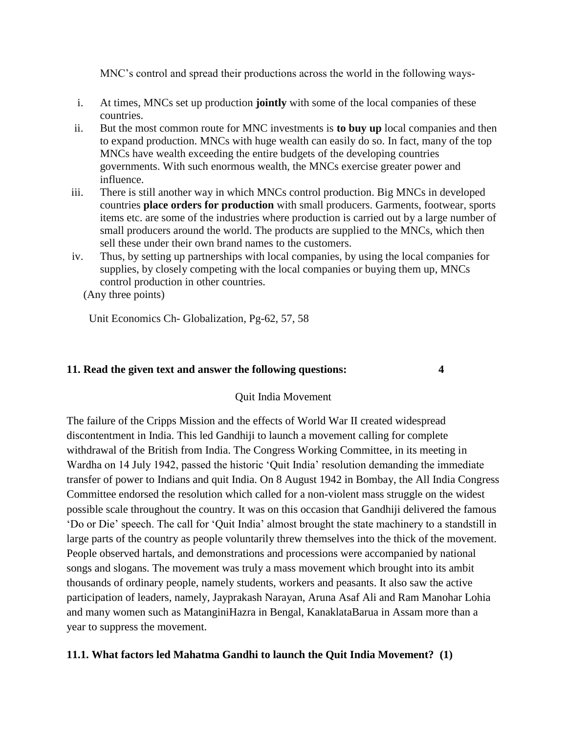MNC's control and spread their productions across the world in the following ways-

i. At times, MNCs set up production **jointly** with some of the local companies of these countries.
ii. But the most common route for MNC investments is **to buy up** local companies and then to expand production. MNCs with huge wealth can easily do so. In fact, many of the top MNCs have wealth exceeding the entire budgets of the developing countries governments. With such enormous wealth, the MNCs exercise greater power and influence.
iii. There is still another way in which MNCs control production. Big MNCs in developed countries **place orders for production** with small producers. Garments, footwear, sports items etc. are some of the industries where production is carried out by a large number of small producers around the world. The products are supplied to the MNCs, which then sell these under their own brand names to the customers.
iv. Thus, by setting up partnerships with local companies, by using the local companies for supplies, by closely competing with the local companies or buying them up, MNCs control production in other countries.

(Any three points)

Unit Economics Ch- Globalization, Pg-62, 57, 58

**11. Read the given text and answer the following questions: 4**

Quit India Movement

The failure of the Cripps Mission and the effects of World War II created widespread discontentment in India. This led Gandhiji to launch a movement calling for complete withdrawal of the British from India. The Congress Working Committee, in its meeting in Wardha on 14 July 1942, passed the historic 'Quit India' resolution demanding the immediate transfer of power to Indians and quit India. On 8 August 1942 in Bombay, the All India Congress Committee endorsed the resolution which called for a non-violent mass struggle on the widest possible scale throughout the country. It was on this occasion that Gandhiji delivered the famous 'Do or Die' speech. The call for 'Quit India' almost brought the state machinery to a standstill in large parts of the country as people voluntarily threw themselves into the thick of the movement. People observed hartals, and demonstrations and processions were accompanied by national songs and slogans. The movement was truly a mass movement which brought into its ambit thousands of ordinary people, namely students, workers and peasants. It also saw the active participation of leaders, namely, Jayprakash Narayan, Aruna Asaf Ali and Ram Manohar Lohia and many women such as MatanginiHazra in Bengal, KanaklataBarua in Assam more than a year to suppress the movement.

**11.1. What factors led Mahatma Gandhi to launch the Quit India Movement? (1)**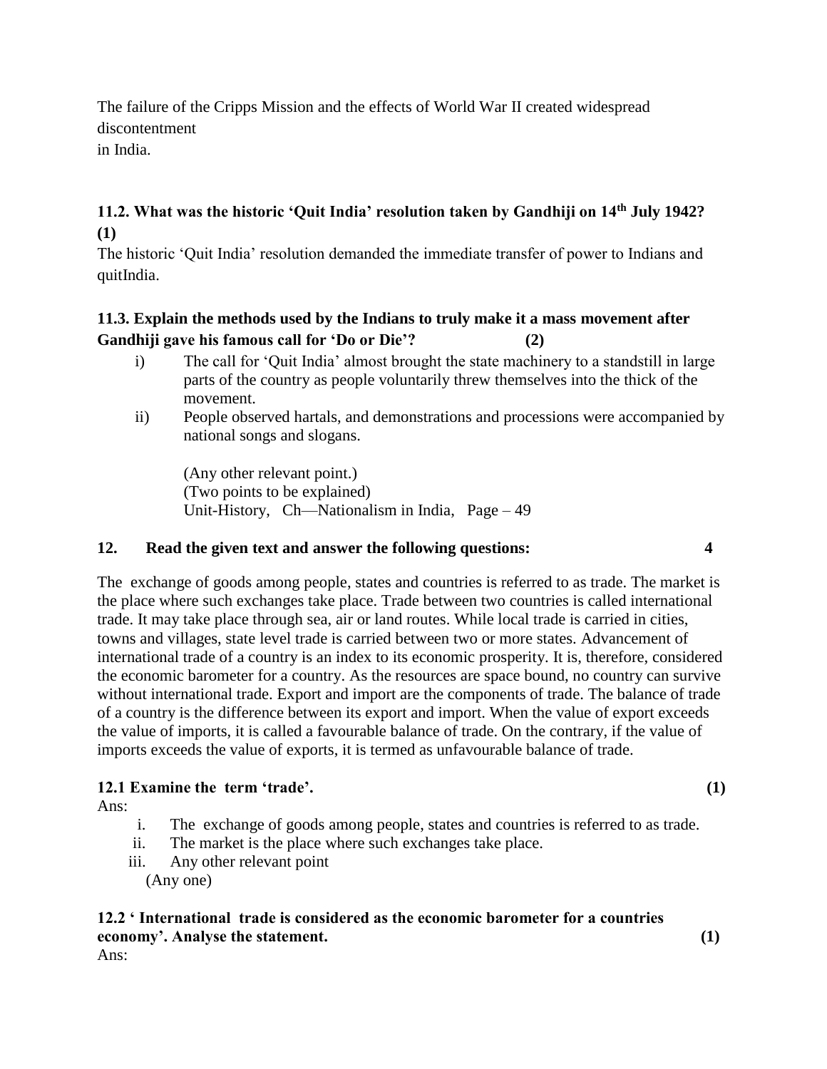The failure of the Cripps Mission and the effects of World War II created widespread discontentment
in India.

**11.2. What was the historic 'Quit India' resolution taken by Gandhiji on 14th July 1942? (1)**

The historic 'Quit India' resolution demanded the immediate transfer of power to Indians and quitIndia.

**11.3. Explain the methods used by the Indians to truly make it a mass movement after Gandhiji gave his famous call for 'Do or Die'? (2)**

i) The call for 'Quit India' almost brought the state machinery to a standstill in large parts of the country as people voluntarily threw themselves into the thick of the movement.

ii) People observed hartals, and demonstrations and processions were accompanied by national songs and slogans.

(Any other relevant point.)
(Two points to be explained)
Unit-History, Ch—Nationalism in India, Page – 49

**12. Read the given text and answer the following questions: 4**

The exchange of goods among people, states and countries is referred to as trade. The market is the place where such exchanges take place. Trade between two countries is called international trade. It may take place through sea, air or land routes. While local trade is carried in cities, towns and villages, state level trade is carried between two or more states. Advancement of international trade of a country is an index to its economic prosperity. It is, therefore, considered the economic barometer for a country. As the resources are space bound, no country can survive without international trade. Export and import are the components of trade. The balance of trade of a country is the difference between its export and import. When the value of export exceeds the value of imports, it is called a favourable balance of trade. On the contrary, if the value of imports exceeds the value of exports, it is termed as unfavourable balance of trade.

**12.1 Examine the term 'trade'. (1)**

Ans:

i. The exchange of goods among people, states and countries is referred to as trade.
ii. The market is the place where such exchanges take place.
iii. Any other relevant point

(Any one)

**12.2 ' International trade is considered as the economic barometer for a countries economy'. Analyse the statement. (1)**

Ans: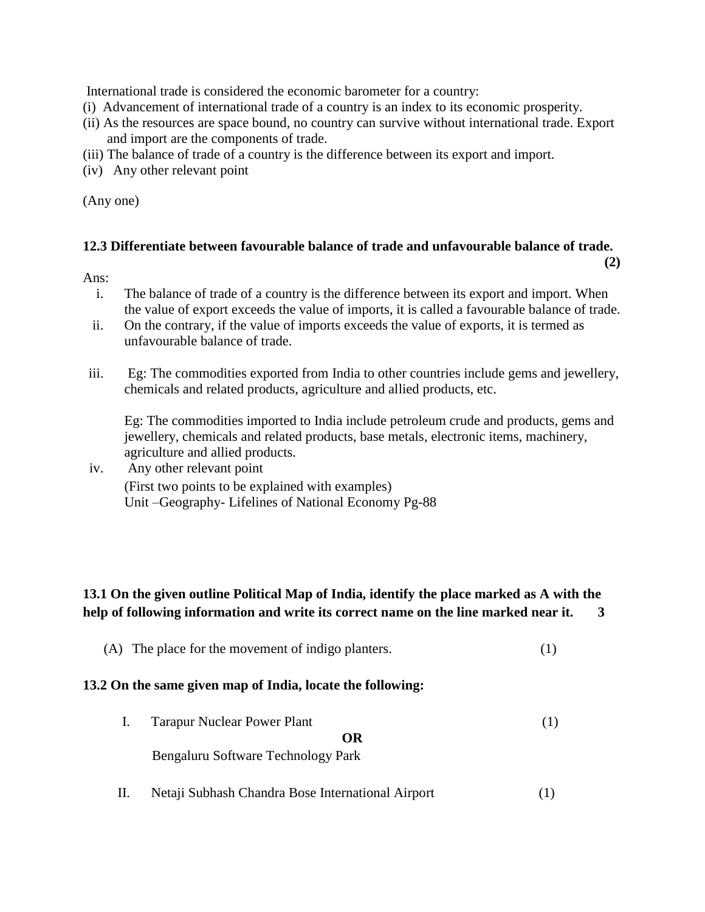International trade is considered the economic barometer for a country:

(i) Advancement of international trade of a country is an index to its economic prosperity.

(ii) As the resources are space bound, no country can survive without international trade. Export and import are the components of trade.

(iii) The balance of trade of a country is the difference between its export and import.

(iv) Any other relevant point

(Any one)

**12.3 Differentiate between favourable balance of trade and unfavourable balance of trade. (2)**

Ans:

i. The balance of trade of a country is the difference between its export and import. When the value of export exceeds the value of imports, it is called a favourable balance of trade.

ii. On the contrary, if the value of imports exceeds the value of exports, it is termed as unfavourable balance of trade.

iii. Eg: The commodities exported from India to other countries include gems and jewellery, chemicals and related products, agriculture and allied products, etc.

 Eg: The commodities imported to India include petroleum crude and products, gems and jewellery, chemicals and related products, base metals, electronic items, machinery, agriculture and allied products.

iv. Any other relevant point

 (First two points to be explained with examples)
 Unit –Geography- Lifelines of National Economy Pg-88

**13.1 On the given outline Political Map of India, identify the place marked as A with the help of following information and write its correct name on the line marked near it. 3**

(A) The place for the movement of indigo planters. (1)

**13.2 On the same given map of India, locate the following:**

I. Tarapur Nuclear Power Plant (1)

**OR**

 Bengaluru Software Technology Park

II. Netaji Subhash Chandra Bose International Airport (1)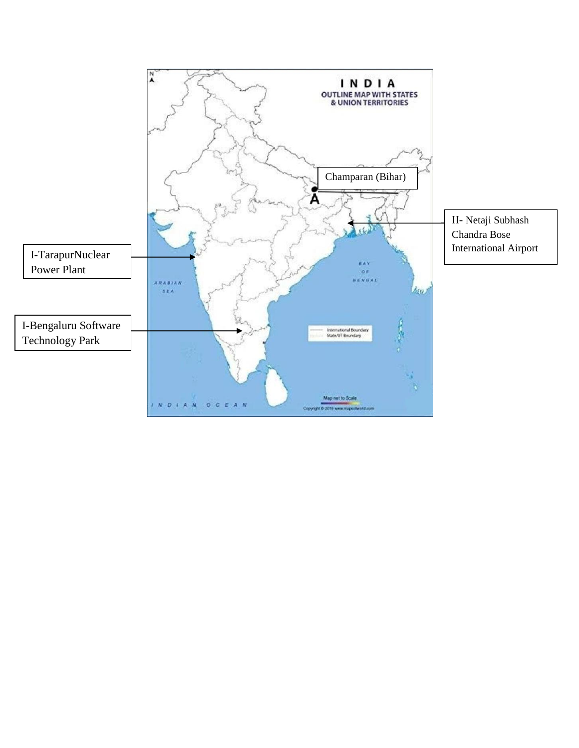INDIA
OUTLINE MAP WITH STATES & UNION TERRITORIES

Champaran (Bihar)

A

II- Netaji Subhash Chandra Bose International Airport

I-TarapurNuclear Power Plant

I-Bengaluru Software Technology Park

ARABIAN SEA

BAY OF BENGAL

INDIAN OCEAN

International Boundary
State/UT Boundary

Map not to Scale
Copyright © 2019 www.mapsofworld.com